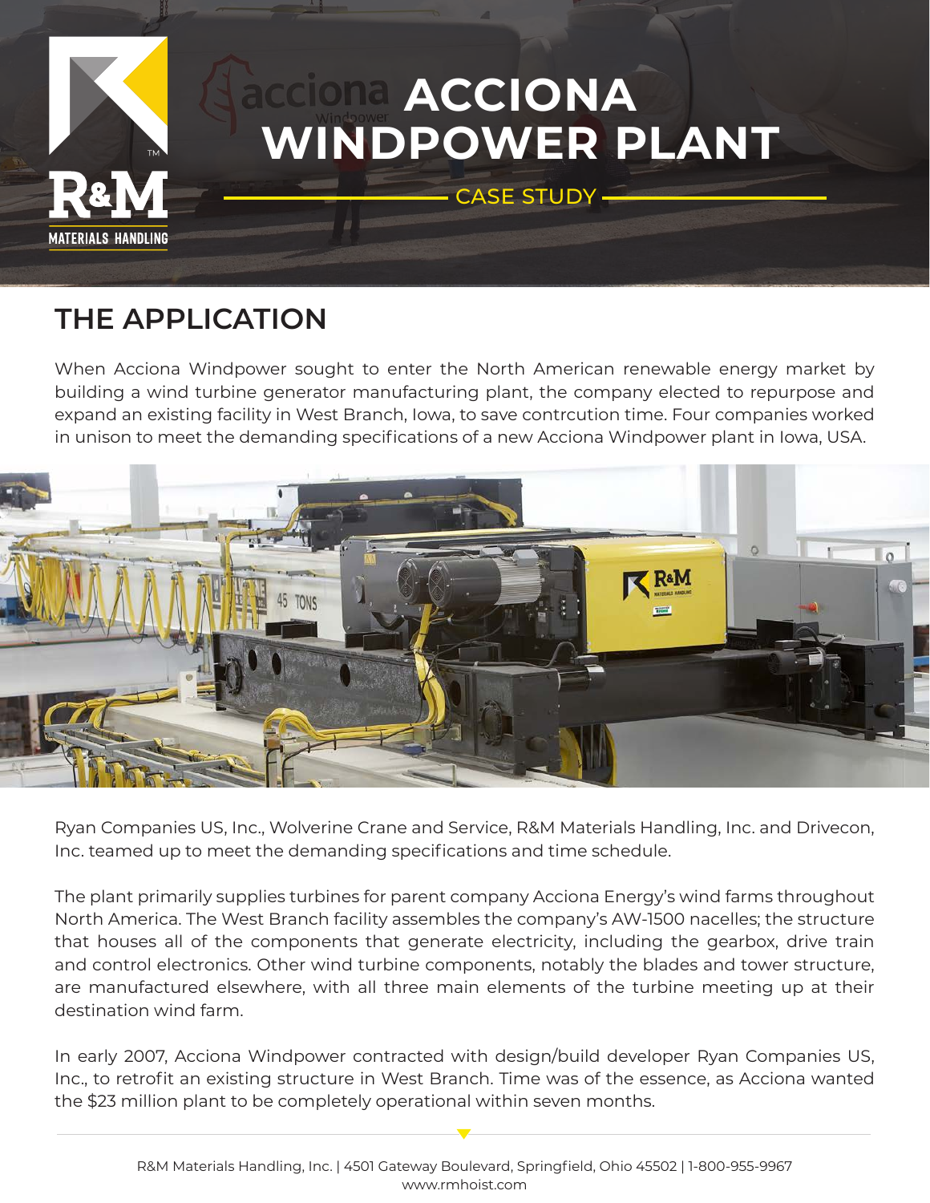# ACCIONA WINDPOWER PLANT

CASE STUDY

## THE APPLICATION

When Acciona Windpower sought to enter the North American renewable energy market by building a wind turbine generator manufacturing plant, the company elected to repurpose and expand an existing facility in West Branch, Iowa, to save contrcution time. Four companies worked in unison to meet the demanding specifications of a new Acciona Windpower plant in Iowa, USA.

Ryan Companies US, Inc., Wolverine Crane and Service, R&M Materials Handling, Inc. and Drivecon, Inc. teamed up to meet the demanding specifications and time schedule.

The plant primarily supplies turbines for parent company Acciona Energy's wind farms throughout North America. The West Branch facility assembles the company's AW-1500 nacelles; the structure that houses all of the components that generate electricity, including the gearbox, drive train and control electronics. Other wind turbine components, notably the blades and tower structure, are manufactured elsewhere, with all three main elements of the turbine meeting up at their destination wind farm.

In early 2007, Acciona Windpower contracted with design/build developer Ryan Companies US, Inc., to retrofit an existing structure in West Branch. Time was of the essence, as Acciona wanted the $23 million plant to be completely operational within seven months.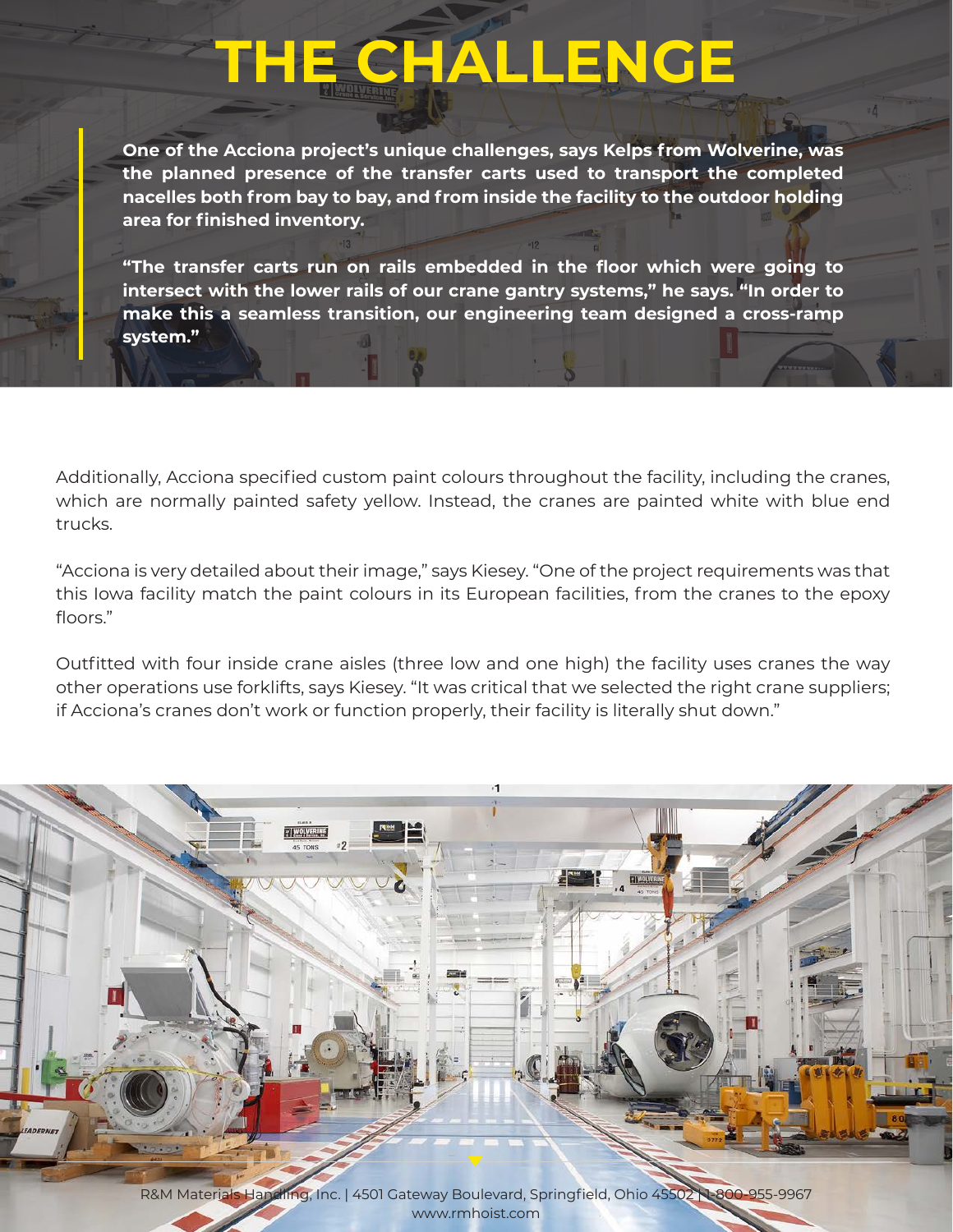# THE CHALLENGE

**One of the Acciona project's unique challenges, says Kelps from Wolverine, was the planned presence of the transfer carts used to transport the completed nacelles both from bay to bay, and from inside the facility to the outdoor holding area for finished inventory.**

**"The transfer carts run on rails embedded in the floor which were going to intersect with the lower rails of our crane gantry systems," he says. "In order to make this a seamless transition, our engineering team designed a cross-ramp system."**

Additionally, Acciona specified custom paint colours throughout the facility, including the cranes, which are normally painted safety yellow. Instead, the cranes are painted white with blue end trucks.

"Acciona is very detailed about their image," says Kiesey. "One of the project requirements was that this Iowa facility match the paint colours in its European facilities, from the cranes to the epoxy floors."

Outfitted with four inside crane aisles (three low and one high) the facility uses cranes the way other operations use forklifts, says Kiesey. "It was critical that we selected the right crane suppliers; if Acciona's cranes don't work or function properly, their facility is literally shut down."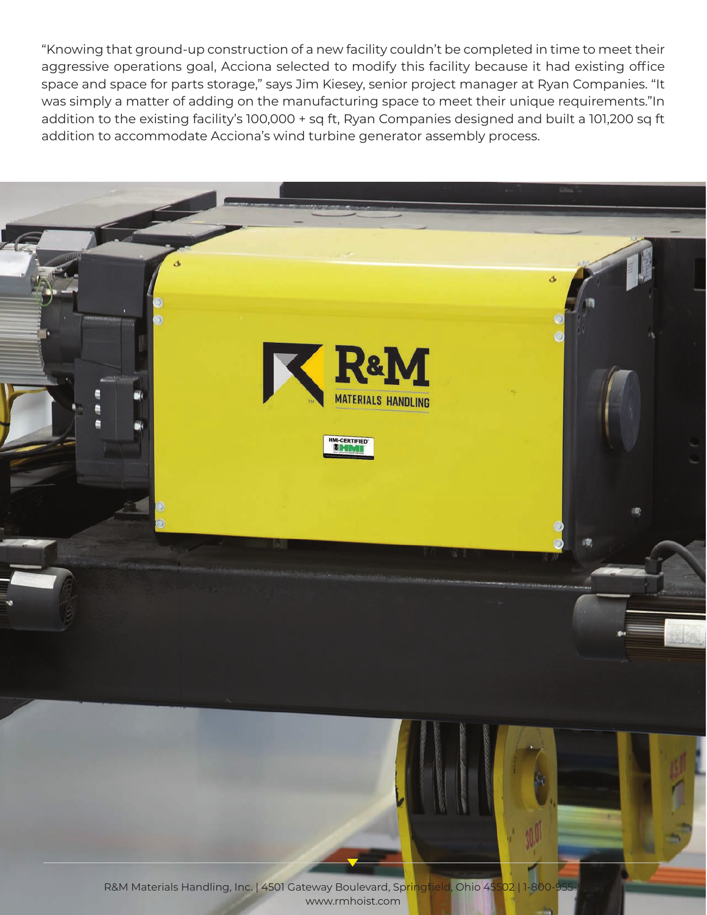"Knowing that ground-up construction of a new facility couldn't be completed in time to meet their aggressive operations goal, Acciona selected to modify this facility because it had existing office space and space for parts storage," says Jim Kiesey, senior project manager at Ryan Companies. "It was simply a matter of adding on the manufacturing space to meet their unique requirements."In addition to the existing facility's 100,000 + sq ft, Ryan Companies designed and built a 101,200 sq ft addition to accommodate Acciona's wind turbine generator assembly process.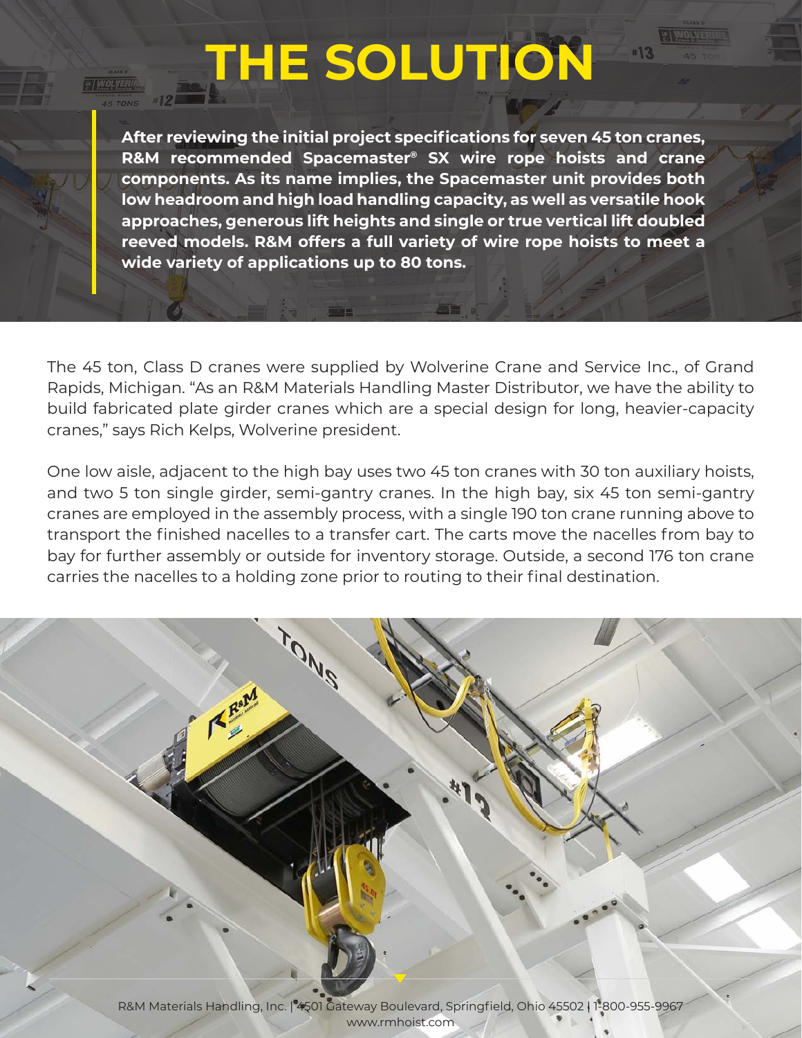# THE SOLUTION

**After reviewing the initial project specifications for seven 45 ton cranes, R&M recommended Spacemaster® SX wire rope hoists and crane components. As its name implies, the Spacemaster unit provides both low headroom and high load handling capacity, as well as versatile hook approaches, generous lift heights and single or true vertical lift doubled reeved models. R&M offers a full variety of wire rope hoists to meet a wide variety of applications up to 80 tons.**

The 45 ton, Class D cranes were supplied by Wolverine Crane and Service Inc., of Grand Rapids, Michigan. "As an R&M Materials Handling Master Distributor, we have the ability to build fabricated plate girder cranes which are a special design for long, heavier-capacity cranes," says Rich Kelps, Wolverine president.

One low aisle, adjacent to the high bay uses two 45 ton cranes with 30 ton auxiliary hoists, and two 5 ton single girder, semi-gantry cranes. In the high bay, six 45 ton semi-gantry cranes are employed in the assembly process, with a single 190 ton crane running above to transport the finished nacelles to a transfer cart. The carts move the nacelles from bay to bay for further assembly or outside for inventory storage. Outside, a second 176 ton crane carries the nacelles to a holding zone prior to routing to their final destination.

R&M Materials Handling, Inc. | 4501 Gateway Boulevard, Springfield, Ohio 45502 | 1-800-955-9967
www.rmhoist.com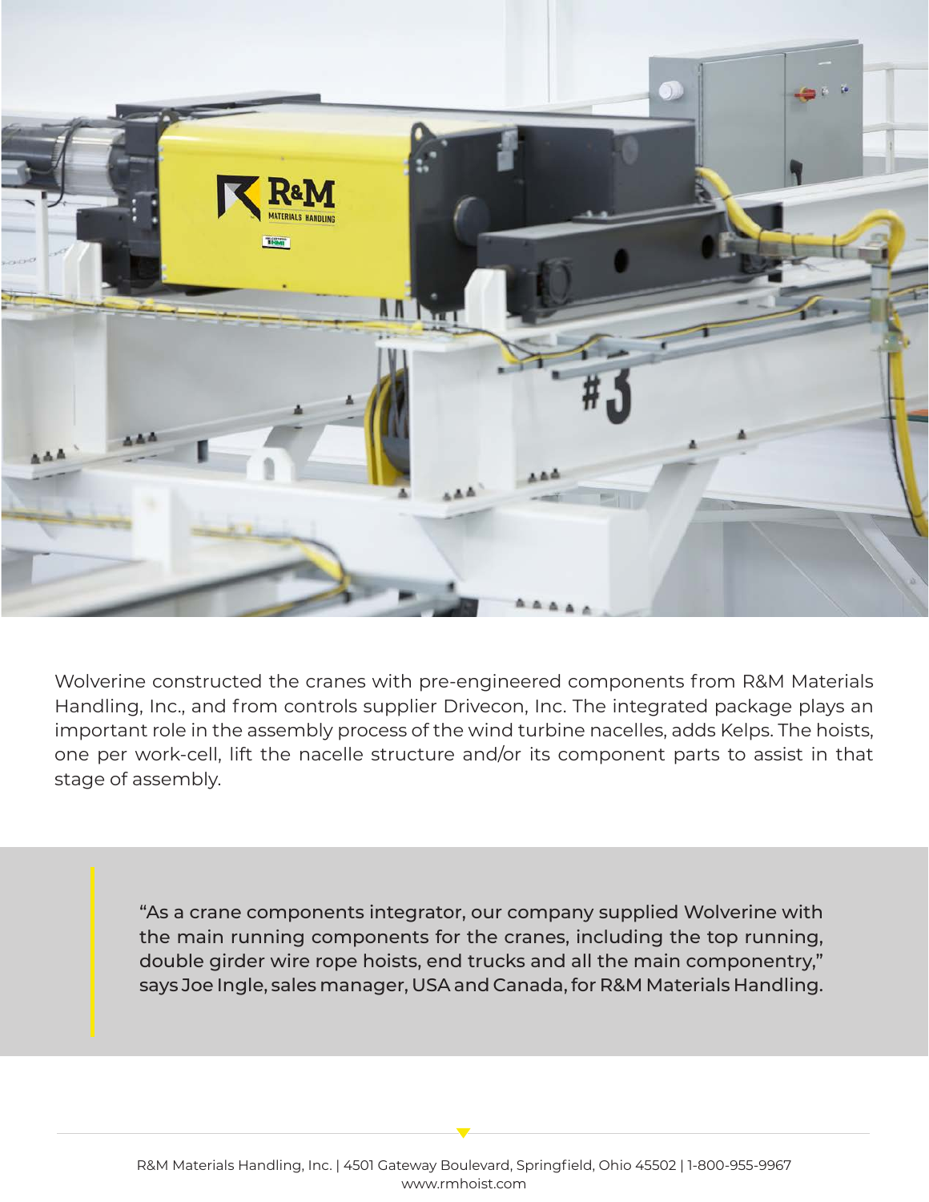Wolverine constructed the cranes with pre-engineered components from R&M Materials Handling, Inc., and from controls supplier Drivecon, Inc. The integrated package plays an important role in the assembly process of the wind turbine nacelles, adds Kelps. The hoists, one per work-cell, lift the nacelle structure and/or its component parts to assist in that stage of assembly.

> "As a crane components integrator, our company supplied Wolverine with the main running components for the cranes, including the top running, double girder wire rope hoists, end trucks and all the main componentry," says Joe Ingle, sales manager, USA and Canada, for R&M Materials Handling.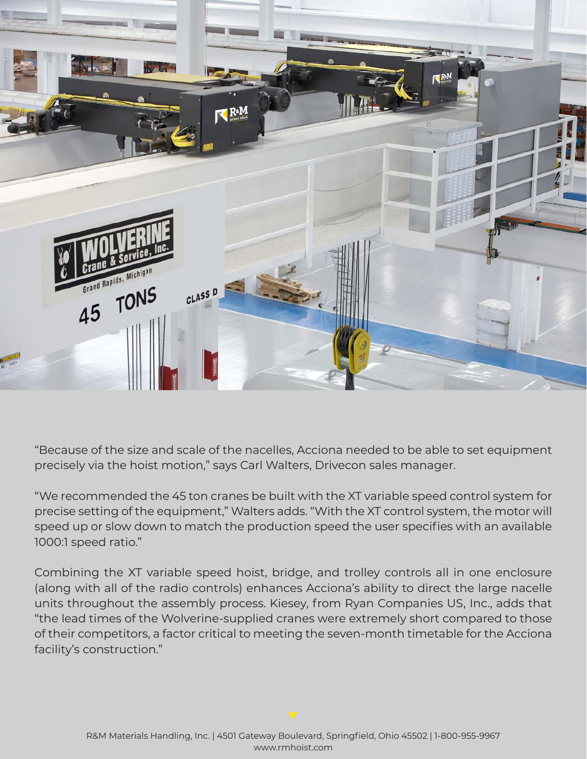"Because of the size and scale of the nacelles, Acciona needed to be able to set equipment precisely via the hoist motion," says Carl Walters, Drivecon sales manager.

"We recommended the 45 ton cranes be built with the XT variable speed control system for precise setting of the equipment," Walters adds. "With the XT control system, the motor will speed up or slow down to match the production speed the user specifies with an available 1000:1 speed ratio."

Combining the XT variable speed hoist, bridge, and trolley controls all in one enclosure (along with all of the radio controls) enhances Acciona's ability to direct the large nacelle units throughout the assembly process. Kiesey, from Ryan Companies US, Inc., adds that "the lead times of the Wolverine-supplied cranes were extremely short compared to those of their competitors, a factor critical to meeting the seven-month timetable for the Acciona facility's construction."

R&M Materials Handling, Inc. | 4501 Gateway Boulevard, Springfield, Ohio 45502 | 1-800-955-9967
www.rmhoist.com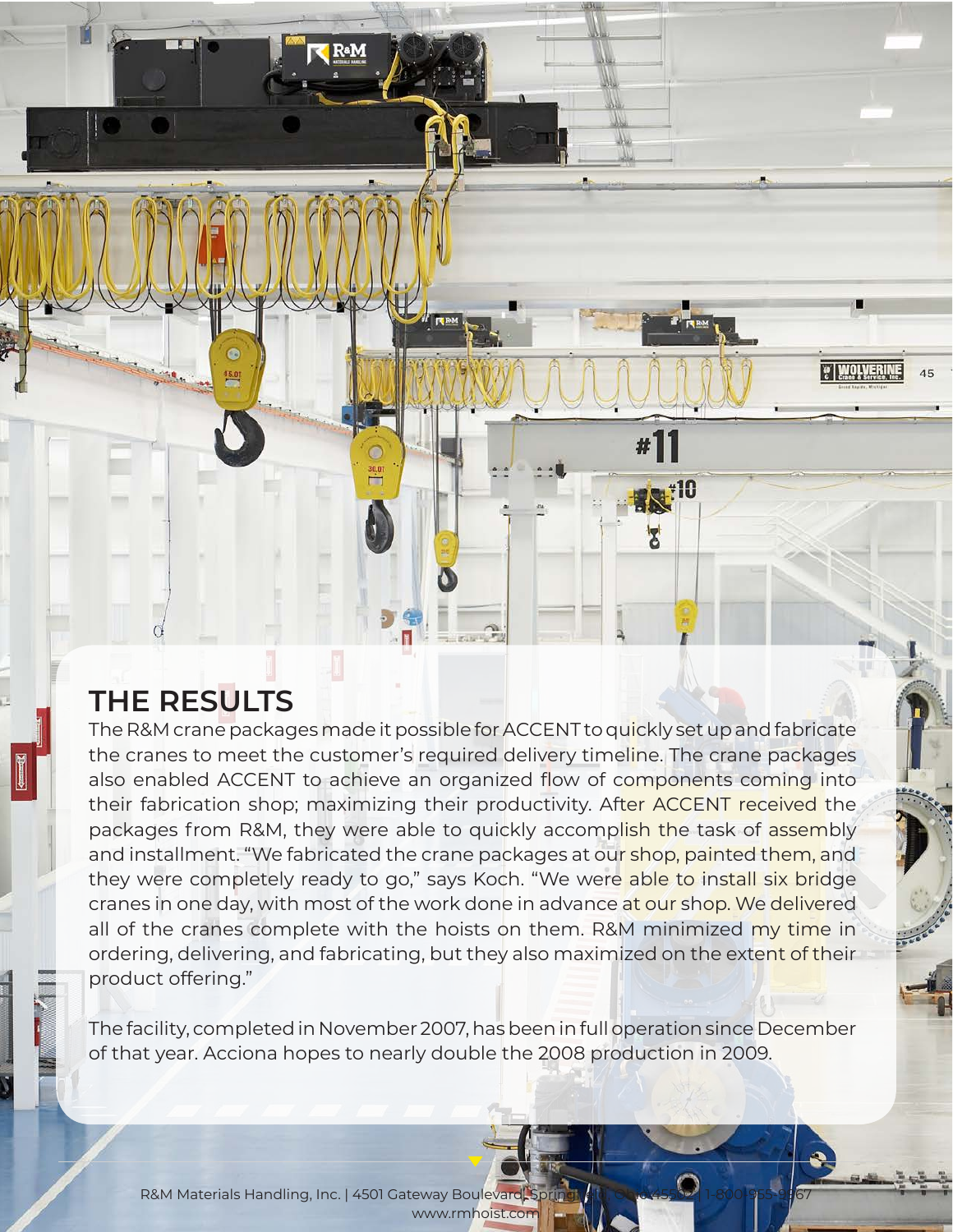## THE RESULTS

The R&M crane packages made it possible for ACCENT to quickly set up and fabricate the cranes to meet the customer's required delivery timeline. The crane packages also enabled ACCENT to achieve an organized flow of components coming into their fabrication shop; maximizing their productivity. After ACCENT received the packages from R&M, they were able to quickly accomplish the task of assembly and installment. "We fabricated the crane packages at our shop, painted them, and they were completely ready to go," says Koch. "We were able to install six bridge cranes in one day, with most of the work done in advance at our shop. We delivered all of the cranes complete with the hoists on them. R&M minimized my time in ordering, delivering, and fabricating, but they also maximized on the extent of their product offering."

The facility, completed in November 2007, has been in full operation since December of that year. Acciona hopes to nearly double the 2008 production in 2009.